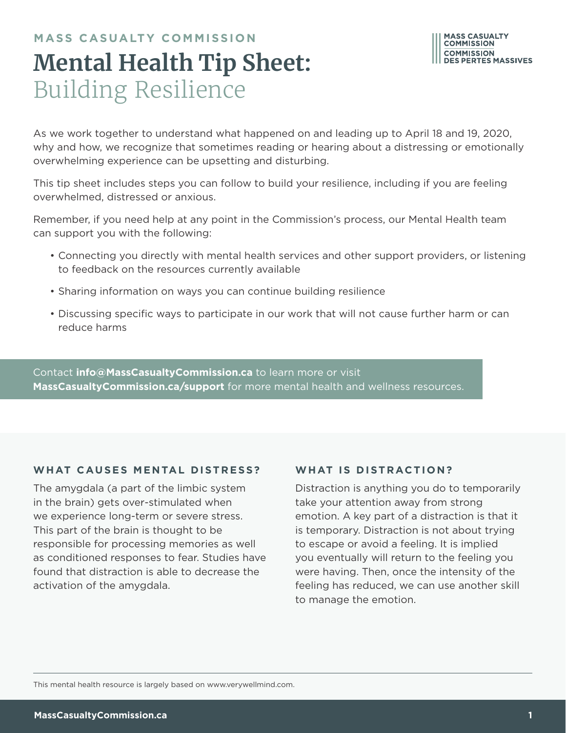MASS CASUALTY COMMISSION

# Mental Health Tip Sheet: Building Resilience

As we work together to understand what happened on and leading up to April 18 and 19, 2020, why and how, we recognize that sometimes reading or hearing about a distressing or emotionally overwhelming experience can be upsetting and disturbing.

This tip sheet includes steps you can follow to build your resilience, including if you are feeling overwhelmed, distressed or anxious.

Remember, if you need help at any point in the Commission's process, our Mental Health team can support you with the following:

- Connecting you directly with mental health services and other support providers, or listening to feedback on the resources currently available
- Sharing information on ways you can continue building resilience
- Discussing specific ways to participate in our work that will not cause further harm or can reduce harms

Contact **info@MassCasualtyCommission.ca** to learn more or visit **MassCasualtyCommission.ca/support** for more mental health and wellness resources.

## WHAT CAUSES MENTAL DISTRESS?

The amygdala (a part of the limbic system in the brain) gets over-stimulated when we experience long-term or severe stress. This part of the brain is thought to be responsible for processing memories as well as conditioned responses to fear. Studies have found that distraction is able to decrease the activation of the amygdala.

## WHAT IS DISTRACTION?

Distraction is anything you do to temporarily take your attention away from strong emotion. A key part of a distraction is that it is temporary. Distraction is not about trying to escape or avoid a feeling. It is implied you eventually will return to the feeling you were having. Then, once the intensity of the feeling has reduced, we can use another skill to manage the emotion.

This mental health resource is largely based on www.verywellmind.com.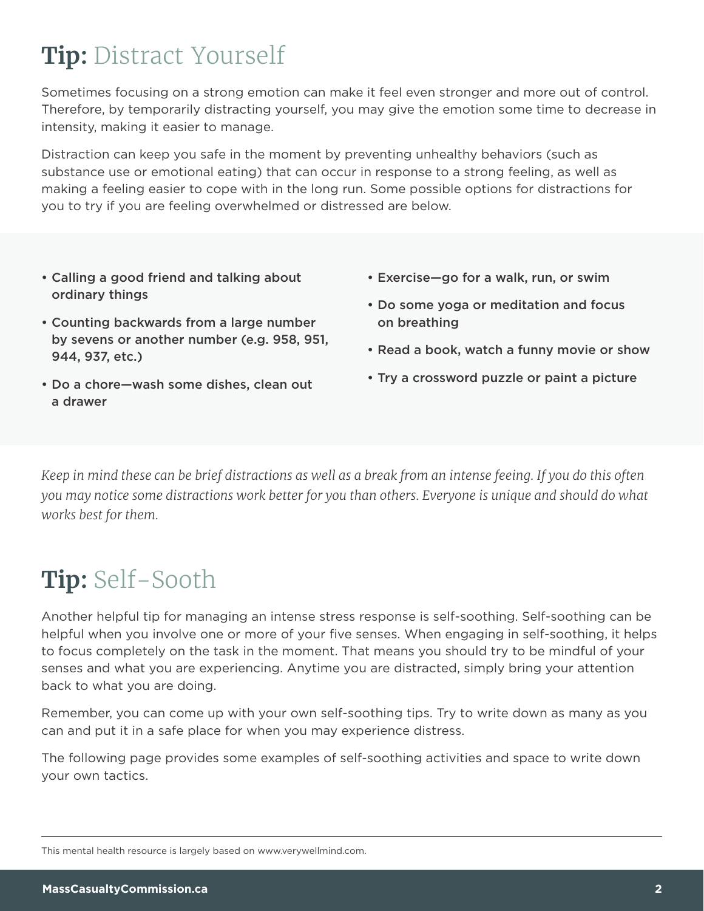## **Tip:** Distract Yourself

Sometimes focusing on a strong emotion can make it feel even stronger and more out of control. Therefore, by temporarily distracting yourself, you may give the emotion some time to decrease in intensity, making it easier to manage.

Distraction can keep you safe in the moment by preventing unhealthy behaviors (such as substance use or emotional eating) that can occur in response to a strong feeling, as well as making a feeling easier to cope with in the long run. Some possible options for distractions for you to try if you are feeling overwhelmed or distressed are below.

- **Calling a good friend and talking about ordinary things**
- **Counting backwards from a large number by sevens or another number (e.g. 958, 951, 944, 937, etc.)**
- **Do a chore—wash some dishes, clean out a drawer**
- **Exercise—go for a walk, run, or swim**
- **Do some yoga or meditation and focus on breathing**
- **Read a book, watch a funny movie or show**
- **Try a crossword puzzle or paint a picture**

*Keep in mind these can be brief distractions as well as a break from an intense feeing. If you do this often you may notice some distractions work better for you than others. Everyone is unique and should do what works best for them.*

## **Tip:** Self-Sooth

Another helpful tip for managing an intense stress response is self-soothing. Self-soothing can be helpful when you involve one or more of your five senses. When engaging in self-soothing, it helps to focus completely on the task in the moment. That means you should try to be mindful of your senses and what you are experiencing. Anytime you are distracted, simply bring your attention back to what you are doing.

Remember, you can come up with your own self-soothing tips. Try to write down as many as you can and put it in a safe place for when you may experience distress.

The following page provides some examples of self-soothing activities and space to write down your own tactics.

This mental health resource is largely based on www.verywellmind.com.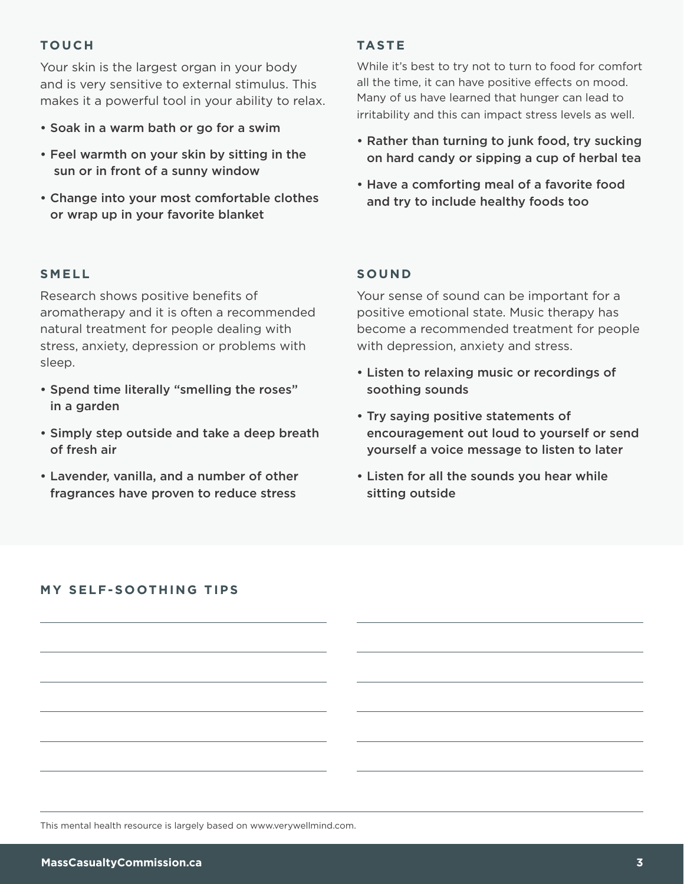## TOUCH

Your skin is the largest organ in your body and is very sensitive to external stimulus. This makes it a powerful tool in your ability to relax.

- Soak in a warm bath or go for a swim
- Feel warmth on your skin by sitting in the sun or in front of a sunny window
- Change into your most comfortable clothes or wrap up in your favorite blanket

## TASTE

While it's best to try not to turn to food for comfort all the time, it can have positive effects on mood. Many of us have learned that hunger can lead to irritability and this can impact stress levels as well.

- Rather than turning to junk food, try sucking on hard candy or sipping a cup of herbal tea
- Have a comforting meal of a favorite food and try to include healthy foods too

## SMELL

Research shows positive benefits of aromatherapy and it is often a recommended natural treatment for people dealing with stress, anxiety, depression or problems with sleep.

- Spend time literally "smelling the roses" in a garden
- Simply step outside and take a deep breath of fresh air
- Lavender, vanilla, and a number of other fragrances have proven to reduce stress

## SOUND

Your sense of sound can be important for a positive emotional state. Music therapy has become a recommended treatment for people with depression, anxiety and stress.

- Listen to relaxing music or recordings of soothing sounds
- Try saying positive statements of encouragement out loud to yourself or send yourself a voice message to listen to later
- Listen for all the sounds you hear while sitting outside

## MY SELF-SOOTHING TIPS

This mental health resource is largely based on www.verywellmind.com.

MassCasualtyCommission.ca